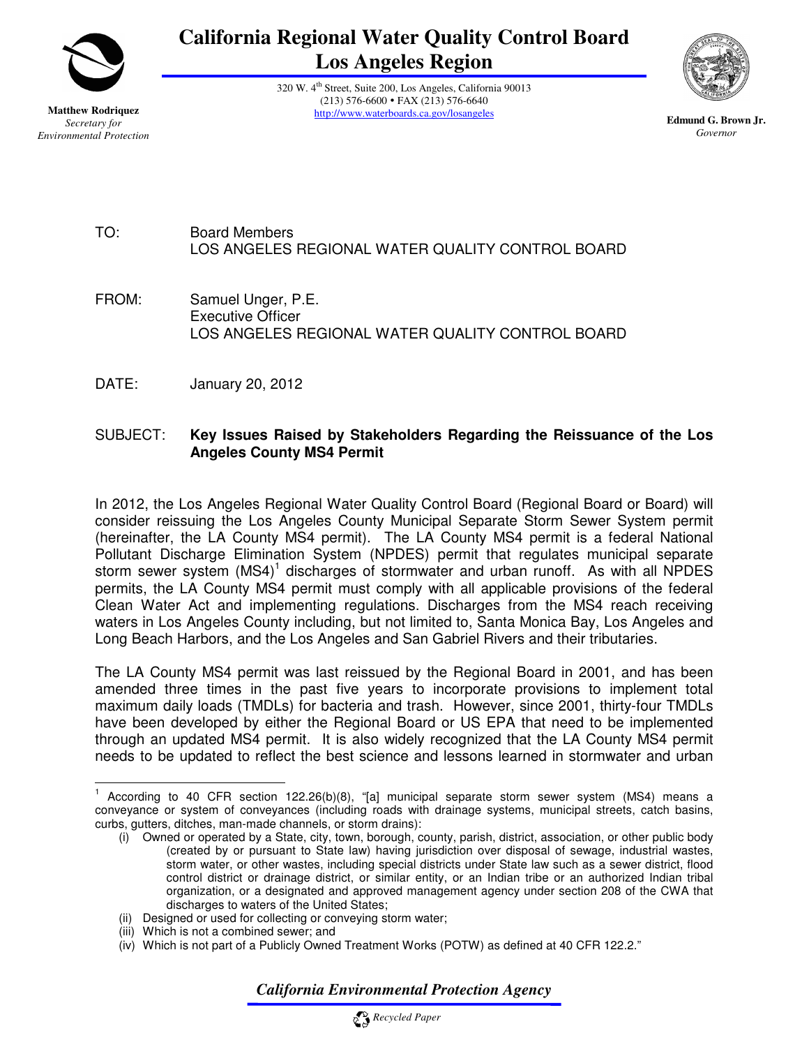# California Regional Water Quality Control Board
## Los Angeles Region

**Matthew Rodriquez**
*Secretary for Environmental Protection*

320 W. 4th Street, Suite 200, Los Angeles, California 90013
(213) 576-6600 • FAX (213) 576-6640
http://www.waterboards.ca.gov/losangeles

**Edmund G. Brown Jr.**
*Governor*

TO: Board Members
LOS ANGELES REGIONAL WATER QUALITY CONTROL BOARD

FROM: Samuel Unger, P.E.
Executive Officer
LOS ANGELES REGIONAL WATER QUALITY CONTROL BOARD

DATE: January 20, 2012

SUBJECT: **Key Issues Raised by Stakeholders Regarding the Reissuance of the Los Angeles County MS4 Permit**

In 2012, the Los Angeles Regional Water Quality Control Board (Regional Board or Board) will consider reissuing the Los Angeles County Municipal Separate Storm Sewer System permit (hereinafter, the LA County MS4 permit). The LA County MS4 permit is a federal National Pollutant Discharge Elimination System (NPDES) permit that regulates municipal separate storm sewer system (MS4)[1] discharges of stormwater and urban runoff. As with all NPDES permits, the LA County MS4 permit must comply with all applicable provisions of the federal Clean Water Act and implementing regulations. Discharges from the MS4 reach receiving waters in Los Angeles County including, but not limited to, Santa Monica Bay, Los Angeles and Long Beach Harbors, and the Los Angeles and San Gabriel Rivers and their tributaries.

The LA County MS4 permit was last reissued by the Regional Board in 2001, and has been amended three times in the past five years to incorporate provisions to implement total maximum daily loads (TMDLs) for bacteria and trash. However, since 2001, thirty-four TMDLs have been developed by either the Regional Board or US EPA that need to be implemented through an updated MS4 permit. It is also widely recognized that the LA County MS4 permit needs to be updated to reflect the best science and lessons learned in stormwater and urban

---

[1] According to 40 CFR section 122.26(b)(8), "[a] municipal separate storm sewer system (MS4) means a conveyance or system of conveyances (including roads with drainage systems, municipal streets, catch basins, curbs, gutters, ditches, man-made channels, or storm drains):

(i) Owned or operated by a State, city, town, borough, county, parish, district, association, or other public body (created by or pursuant to State law) having jurisdiction over disposal of sewage, industrial wastes, storm water, or other wastes, including special districts under State law such as a sewer district, flood control district or drainage district, or similar entity, or an Indian tribe or an authorized Indian tribal organization, or a designated and approved management agency under section 208 of the CWA that discharges to waters of the United States;
(ii) Designed or used for collecting or conveying storm water;
(iii) Which is not a combined sewer; and
(iv) Which is not part of a Publicly Owned Treatment Works (POTW) as defined at 40 CFR 122.2."

*California Environmental Protection Agency*

*Recycled Paper*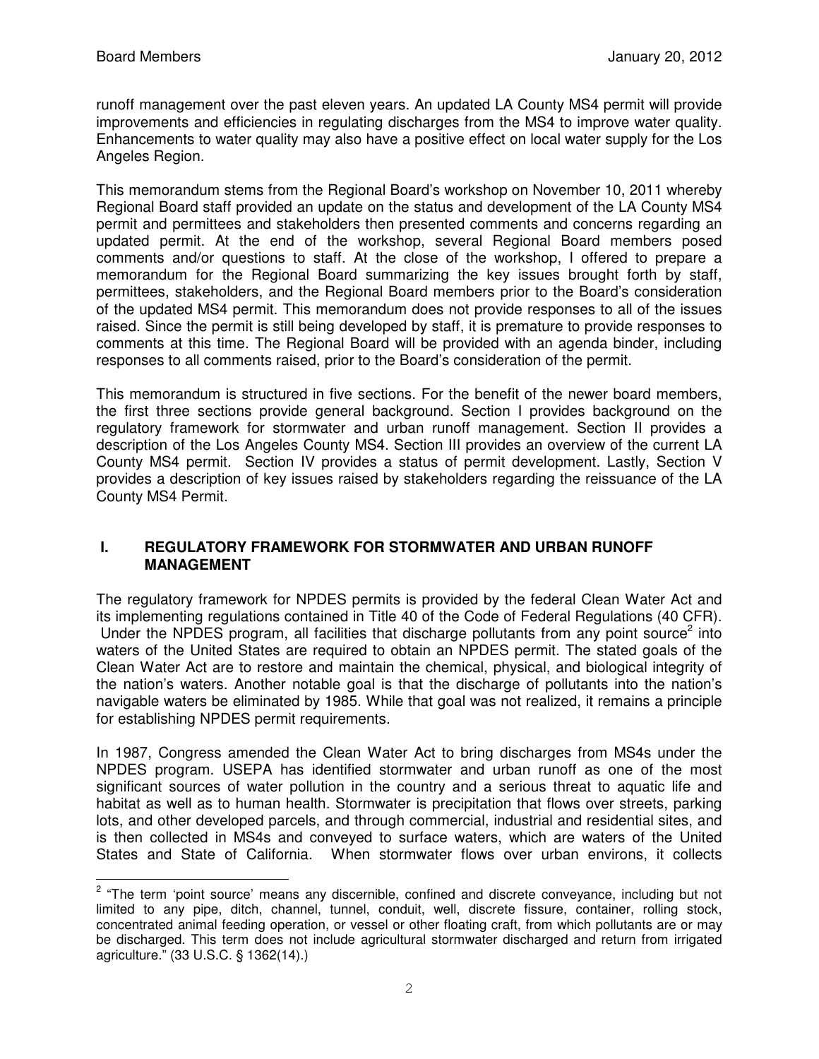runoff management over the past eleven years. An updated LA County MS4 permit will provide improvements and efficiencies in regulating discharges from the MS4 to improve water quality. Enhancements to water quality may also have a positive effect on local water supply for the Los Angeles Region.

This memorandum stems from the Regional Board's workshop on November 10, 2011 whereby Regional Board staff provided an update on the status and development of the LA County MS4 permit and permittees and stakeholders then presented comments and concerns regarding an updated permit. At the end of the workshop, several Regional Board members posed comments and/or questions to staff. At the close of the workshop, I offered to prepare a memorandum for the Regional Board summarizing the key issues brought forth by staff, permittees, stakeholders, and the Regional Board members prior to the Board's consideration of the updated MS4 permit. This memorandum does not provide responses to all of the issues raised. Since the permit is still being developed by staff, it is premature to provide responses to comments at this time. The Regional Board will be provided with an agenda binder, including responses to all comments raised, prior to the Board's consideration of the permit.

This memorandum is structured in five sections. For the benefit of the newer board members, the first three sections provide general background. Section I provides background on the regulatory framework for stormwater and urban runoff management. Section II provides a description of the Los Angeles County MS4. Section III provides an overview of the current LA County MS4 permit. Section IV provides a status of permit development. Lastly, Section V provides a description of key issues raised by stakeholders regarding the reissuance of the LA County MS4 Permit.

## I. REGULATORY FRAMEWORK FOR STORMWATER AND URBAN RUNOFF MANAGEMENT

The regulatory framework for NPDES permits is provided by the federal Clean Water Act and its implementing regulations contained in Title 40 of the Code of Federal Regulations (40 CFR). Under the NPDES program, all facilities that discharge pollutants from any point source[2] into waters of the United States are required to obtain an NPDES permit. The stated goals of the Clean Water Act are to restore and maintain the chemical, physical, and biological integrity of the nation's waters. Another notable goal is that the discharge of pollutants into the nation's navigable waters be eliminated by 1985. While that goal was not realized, it remains a principle for establishing NPDES permit requirements.

In 1987, Congress amended the Clean Water Act to bring discharges from MS4s under the NPDES program. USEPA has identified stormwater and urban runoff as one of the most significant sources of water pollution in the country and a serious threat to aquatic life and habitat as well as to human health. Stormwater is precipitation that flows over streets, parking lots, and other developed parcels, and through commercial, industrial and residential sites, and is then collected in MS4s and conveyed to surface waters, which are waters of the United States and State of California. When stormwater flows over urban environs, it collects

---

[2] "The term 'point source' means any discernible, confined and discrete conveyance, including but not limited to any pipe, ditch, channel, tunnel, conduit, well, discrete fissure, container, rolling stock, concentrated animal feeding operation, or vessel or other floating craft, from which pollutants are or may be discharged. This term does not include agricultural stormwater discharged and return from irrigated agriculture." (33 U.S.C. § 1362(14).)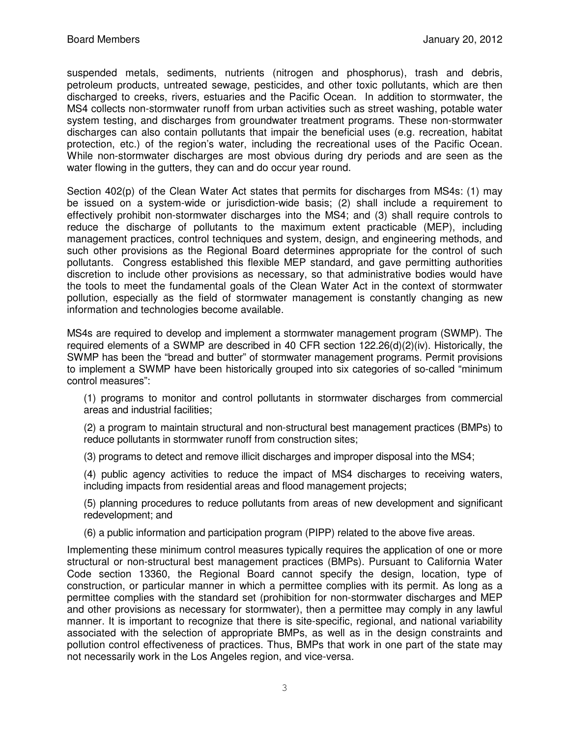suspended metals, sediments, nutrients (nitrogen and phosphorus), trash and debris, petroleum products, untreated sewage, pesticides, and other toxic pollutants, which are then discharged to creeks, rivers, estuaries and the Pacific Ocean. In addition to stormwater, the MS4 collects non-stormwater runoff from urban activities such as street washing, potable water system testing, and discharges from groundwater treatment programs. These non-stormwater discharges can also contain pollutants that impair the beneficial uses (e.g. recreation, habitat protection, etc.) of the region's water, including the recreational uses of the Pacific Ocean. While non-stormwater discharges are most obvious during dry periods and are seen as the water flowing in the gutters, they can and do occur year round.

Section 402(p) of the Clean Water Act states that permits for discharges from MS4s: (1) may be issued on a system-wide or jurisdiction-wide basis; (2) shall include a requirement to effectively prohibit non-stormwater discharges into the MS4; and (3) shall require controls to reduce the discharge of pollutants to the maximum extent practicable (MEP), including management practices, control techniques and system, design, and engineering methods, and such other provisions as the Regional Board determines appropriate for the control of such pollutants. Congress established this flexible MEP standard, and gave permitting authorities discretion to include other provisions as necessary, so that administrative bodies would have the tools to meet the fundamental goals of the Clean Water Act in the context of stormwater pollution, especially as the field of stormwater management is constantly changing as new information and technologies become available.

MS4s are required to develop and implement a stormwater management program (SWMP). The required elements of a SWMP are described in 40 CFR section 122.26(d)(2)(iv). Historically, the SWMP has been the "bread and butter" of stormwater management programs. Permit provisions to implement a SWMP have been historically grouped into six categories of so-called "minimum control measures":

(1) programs to monitor and control pollutants in stormwater discharges from commercial areas and industrial facilities;

(2) a program to maintain structural and non-structural best management practices (BMPs) to reduce pollutants in stormwater runoff from construction sites;

(3) programs to detect and remove illicit discharges and improper disposal into the MS4;

(4) public agency activities to reduce the impact of MS4 discharges to receiving waters, including impacts from residential areas and flood management projects;

(5) planning procedures to reduce pollutants from areas of new development and significant redevelopment; and

(6) a public information and participation program (PIPP) related to the above five areas.

Implementing these minimum control measures typically requires the application of one or more structural or non-structural best management practices (BMPs). Pursuant to California Water Code section 13360, the Regional Board cannot specify the design, location, type of construction, or particular manner in which a permittee complies with its permit. As long as a permittee complies with the standard set (prohibition for non-stormwater discharges and MEP and other provisions as necessary for stormwater), then a permittee may comply in any lawful manner. It is important to recognize that there is site-specific, regional, and national variability associated with the selection of appropriate BMPs, as well as in the design constraints and pollution control effectiveness of practices. Thus, BMPs that work in one part of the state may not necessarily work in the Los Angeles region, and vice-versa.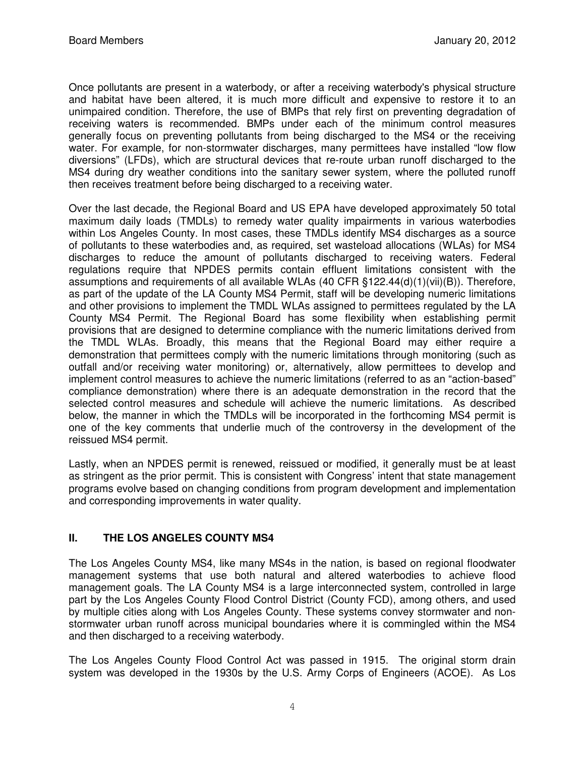Once pollutants are present in a waterbody, or after a receiving waterbody's physical structure and habitat have been altered, it is much more difficult and expensive to restore it to an unimpaired condition. Therefore, the use of BMPs that rely first on preventing degradation of receiving waters is recommended. BMPs under each of the minimum control measures generally focus on preventing pollutants from being discharged to the MS4 or the receiving water. For example, for non-stormwater discharges, many permittees have installed "low flow diversions" (LFDs), which are structural devices that re-route urban runoff discharged to the MS4 during dry weather conditions into the sanitary sewer system, where the polluted runoff then receives treatment before being discharged to a receiving water.

Over the last decade, the Regional Board and US EPA have developed approximately 50 total maximum daily loads (TMDLs) to remedy water quality impairments in various waterbodies within Los Angeles County. In most cases, these TMDLs identify MS4 discharges as a source of pollutants to these waterbodies and, as required, set wasteload allocations (WLAs) for MS4 discharges to reduce the amount of pollutants discharged to receiving waters. Federal regulations require that NPDES permits contain effluent limitations consistent with the assumptions and requirements of all available WLAs (40 CFR §122.44(d)(1)(vii)(B)). Therefore, as part of the update of the LA County MS4 Permit, staff will be developing numeric limitations and other provisions to implement the TMDL WLAs assigned to permittees regulated by the LA County MS4 Permit. The Regional Board has some flexibility when establishing permit provisions that are designed to determine compliance with the numeric limitations derived from the TMDL WLAs. Broadly, this means that the Regional Board may either require a demonstration that permittees comply with the numeric limitations through monitoring (such as outfall and/or receiving water monitoring) or, alternatively, allow permittees to develop and implement control measures to achieve the numeric limitations (referred to as an "action-based" compliance demonstration) where there is an adequate demonstration in the record that the selected control measures and schedule will achieve the numeric limitations. As described below, the manner in which the TMDLs will be incorporated in the forthcoming MS4 permit is one of the key comments that underlie much of the controversy in the development of the reissued MS4 permit.

Lastly, when an NPDES permit is renewed, reissued or modified, it generally must be at least as stringent as the prior permit. This is consistent with Congress' intent that state management programs evolve based on changing conditions from program development and implementation and corresponding improvements in water quality.

## II. THE LOS ANGELES COUNTY MS4

The Los Angeles County MS4, like many MS4s in the nation, is based on regional floodwater management systems that use both natural and altered waterbodies to achieve flood management goals. The LA County MS4 is a large interconnected system, controlled in large part by the Los Angeles County Flood Control District (County FCD), among others, and used by multiple cities along with Los Angeles County. These systems convey stormwater and non-stormwater urban runoff across municipal boundaries where it is commingled within the MS4 and then discharged to a receiving waterbody.

The Los Angeles County Flood Control Act was passed in 1915. The original storm drain system was developed in the 1930s by the U.S. Army Corps of Engineers (ACOE). As Los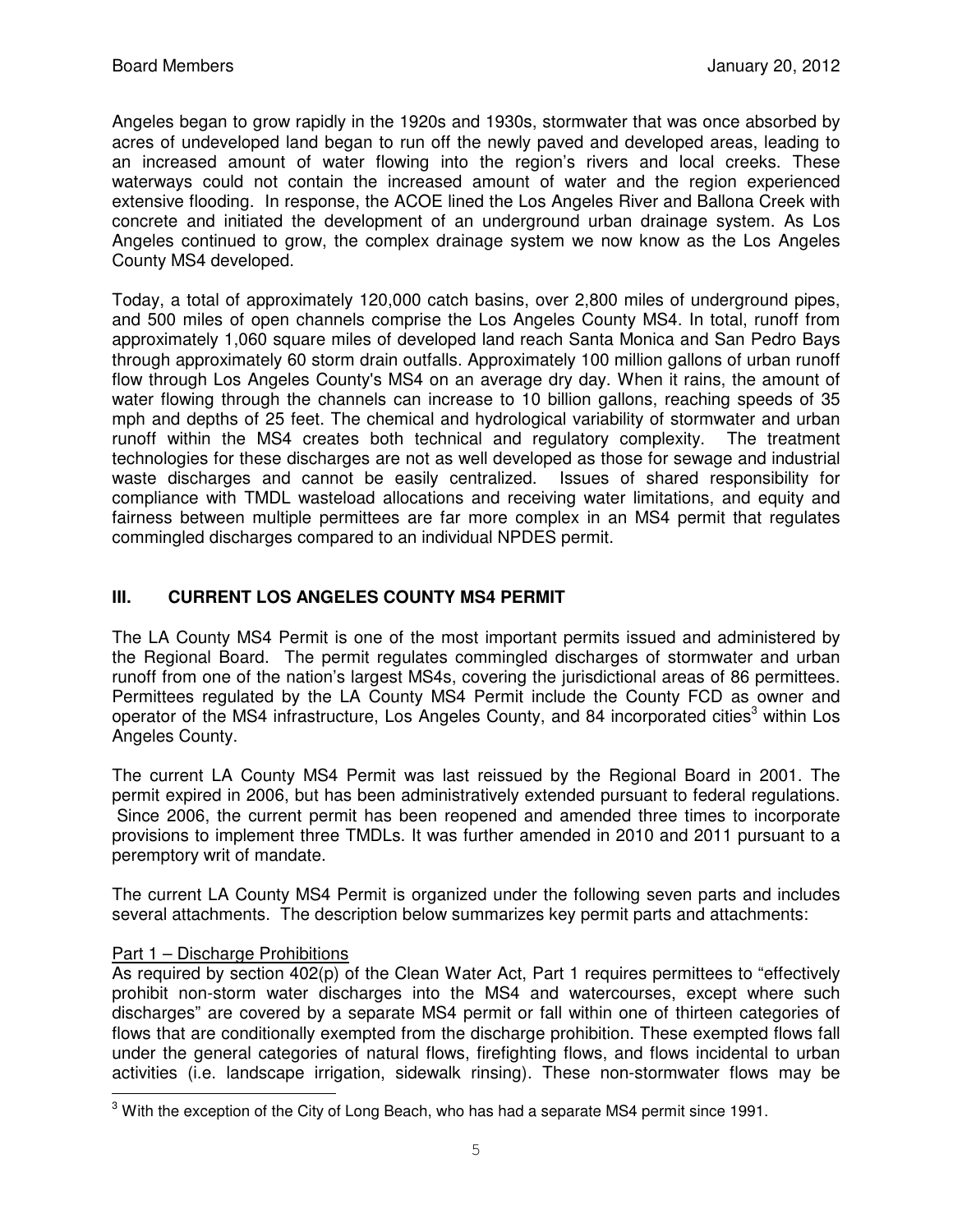Angeles began to grow rapidly in the 1920s and 1930s, stormwater that was once absorbed by acres of undeveloped land began to run off the newly paved and developed areas, leading to an increased amount of water flowing into the region's rivers and local creeks. These waterways could not contain the increased amount of water and the region experienced extensive flooding. In response, the ACOE lined the Los Angeles River and Ballona Creek with concrete and initiated the development of an underground urban drainage system. As Los Angeles continued to grow, the complex drainage system we now know as the Los Angeles County MS4 developed.

Today, a total of approximately 120,000 catch basins, over 2,800 miles of underground pipes, and 500 miles of open channels comprise the Los Angeles County MS4. In total, runoff from approximately 1,060 square miles of developed land reach Santa Monica and San Pedro Bays through approximately 60 storm drain outfalls. Approximately 100 million gallons of urban runoff flow through Los Angeles County's MS4 on an average dry day. When it rains, the amount of water flowing through the channels can increase to 10 billion gallons, reaching speeds of 35 mph and depths of 25 feet. The chemical and hydrological variability of stormwater and urban runoff within the MS4 creates both technical and regulatory complexity. The treatment technologies for these discharges are not as well developed as those for sewage and industrial waste discharges and cannot be easily centralized. Issues of shared responsibility for compliance with TMDL wasteload allocations and receiving water limitations, and equity and fairness between multiple permittees are far more complex in an MS4 permit that regulates commingled discharges compared to an individual NPDES permit.

## III. CURRENT LOS ANGELES COUNTY MS4 PERMIT

The LA County MS4 Permit is one of the most important permits issued and administered by the Regional Board. The permit regulates commingled discharges of stormwater and urban runoff from one of the nation's largest MS4s, covering the jurisdictional areas of 86 permittees. Permittees regulated by the LA County MS4 Permit include the County FCD as owner and operator of the MS4 infrastructure, Los Angeles County, and 84 incorporated cities[3] within Los Angeles County.

The current LA County MS4 Permit was last reissued by the Regional Board in 2001. The permit expired in 2006, but has been administratively extended pursuant to federal regulations. Since 2006, the current permit has been reopened and amended three times to incorporate provisions to implement three TMDLs. It was further amended in 2010 and 2011 pursuant to a peremptory writ of mandate.

The current LA County MS4 Permit is organized under the following seven parts and includes several attachments. The description below summarizes key permit parts and attachments:

Part 1 – Discharge Prohibitions

As required by section 402(p) of the Clean Water Act, Part 1 requires permittees to "effectively prohibit non-storm water discharges into the MS4 and watercourses, except where such discharges" are covered by a separate MS4 permit or fall within one of thirteen categories of flows that are conditionally exempted from the discharge prohibition. These exempted flows fall under the general categories of natural flows, firefighting flows, and flows incidental to urban activities (i.e. landscape irrigation, sidewalk rinsing). These non-stormwater flows may be

[3] With the exception of the City of Long Beach, who has had a separate MS4 permit since 1991.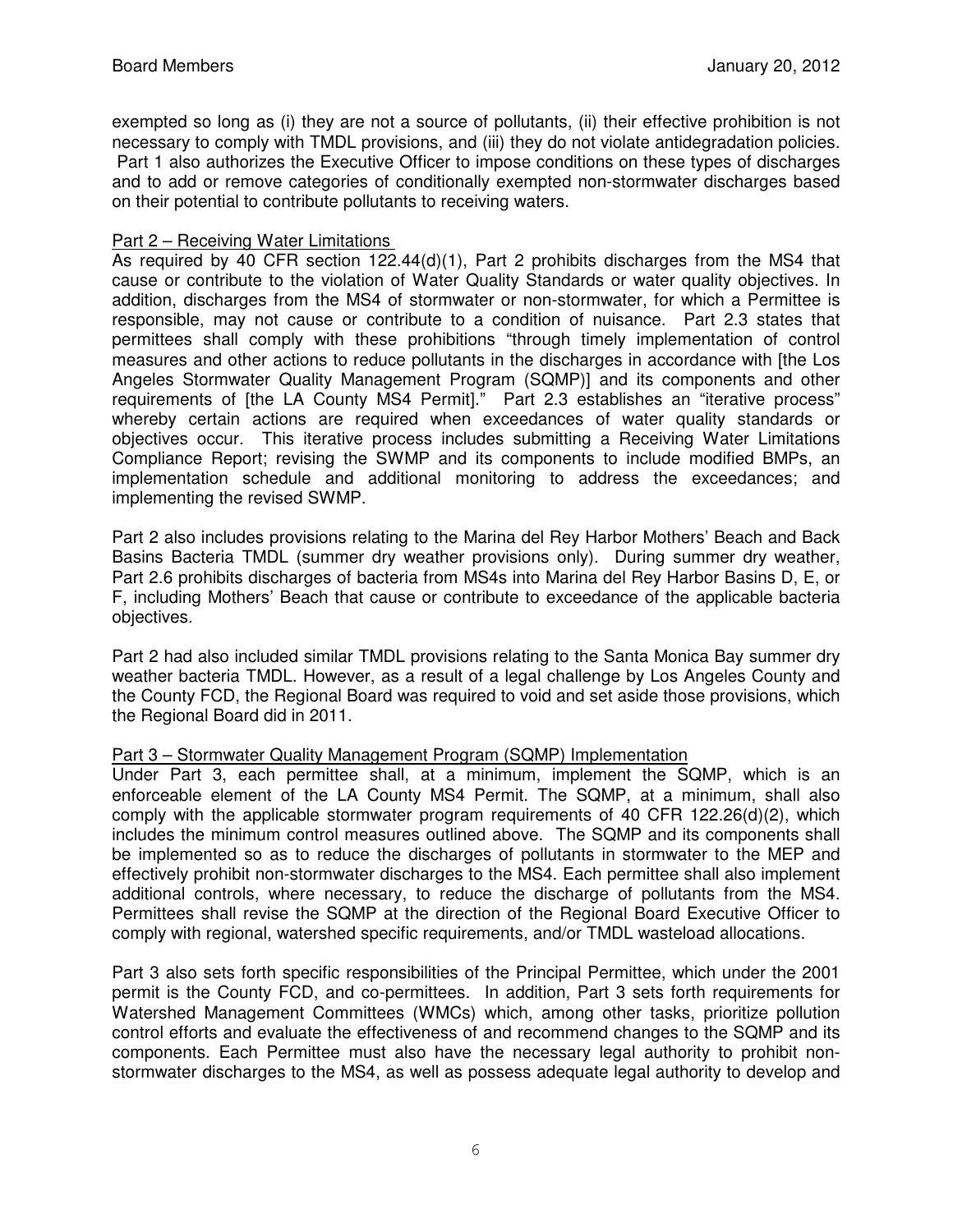exempted so long as (i) they are not a source of pollutants, (ii) their effective prohibition is not necessary to comply with TMDL provisions, and (iii) they do not violate antidegradation policies. Part 1 also authorizes the Executive Officer to impose conditions on these types of discharges and to add or remove categories of conditionally exempted non-stormwater discharges based on their potential to contribute pollutants to receiving waters.

Part 2 – Receiving Water Limitations

As required by 40 CFR section 122.44(d)(1), Part 2 prohibits discharges from the MS4 that cause or contribute to the violation of Water Quality Standards or water quality objectives. In addition, discharges from the MS4 of stormwater or non-stormwater, for which a Permittee is responsible, may not cause or contribute to a condition of nuisance. Part 2.3 states that permittees shall comply with these prohibitions "through timely implementation of control measures and other actions to reduce pollutants in the discharges in accordance with [the Los Angeles Stormwater Quality Management Program (SQMP)] and its components and other requirements of [the LA County MS4 Permit]." Part 2.3 establishes an "iterative process" whereby certain actions are required when exceedances of water quality standards or objectives occur. This iterative process includes submitting a Receiving Water Limitations Compliance Report; revising the SWMP and its components to include modified BMPs, an implementation schedule and additional monitoring to address the exceedances; and implementing the revised SWMP.

Part 2 also includes provisions relating to the Marina del Rey Harbor Mothers' Beach and Back Basins Bacteria TMDL (summer dry weather provisions only). During summer dry weather, Part 2.6 prohibits discharges of bacteria from MS4s into Marina del Rey Harbor Basins D, E, or F, including Mothers' Beach that cause or contribute to exceedance of the applicable bacteria objectives.

Part 2 had also included similar TMDL provisions relating to the Santa Monica Bay summer dry weather bacteria TMDL. However, as a result of a legal challenge by Los Angeles County and the County FCD, the Regional Board was required to void and set aside those provisions, which the Regional Board did in 2011.

Part 3 – Stormwater Quality Management Program (SQMP) Implementation

Under Part 3, each permittee shall, at a minimum, implement the SQMP, which is an enforceable element of the LA County MS4 Permit. The SQMP, at a minimum, shall also comply with the applicable stormwater program requirements of 40 CFR 122.26(d)(2), which includes the minimum control measures outlined above. The SQMP and its components shall be implemented so as to reduce the discharges of pollutants in stormwater to the MEP and effectively prohibit non-stormwater discharges to the MS4. Each permittee shall also implement additional controls, where necessary, to reduce the discharge of pollutants from the MS4. Permittees shall revise the SQMP at the direction of the Regional Board Executive Officer to comply with regional, watershed specific requirements, and/or TMDL wasteload allocations.

Part 3 also sets forth specific responsibilities of the Principal Permittee, which under the 2001 permit is the County FCD, and co-permittees. In addition, Part 3 sets forth requirements for Watershed Management Committees (WMCs) which, among other tasks, prioritize pollution control efforts and evaluate the effectiveness of and recommend changes to the SQMP and its components. Each Permittee must also have the necessary legal authority to prohibit non-stormwater discharges to the MS4, as well as possess adequate legal authority to develop and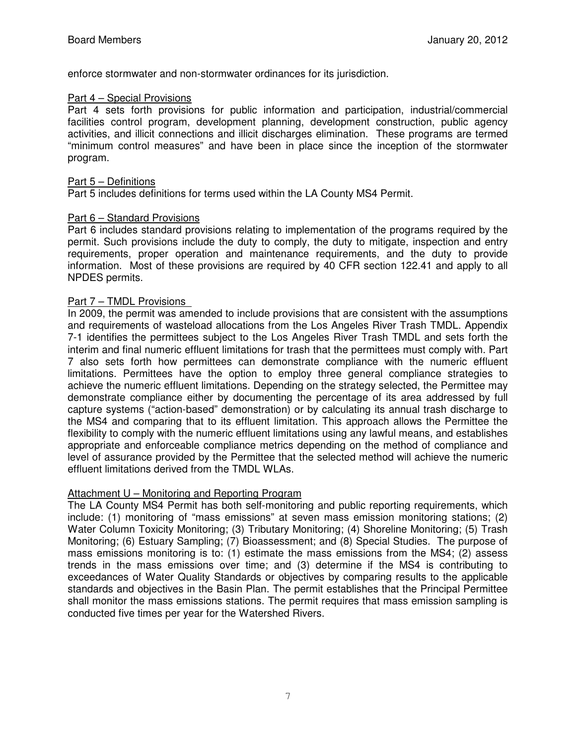enforce stormwater and non-stormwater ordinances for its jurisdiction.

## Part 4 – Special Provisions

Part 4 sets forth provisions for public information and participation, industrial/commercial facilities control program, development planning, development construction, public agency activities, and illicit connections and illicit discharges elimination. These programs are termed "minimum control measures" and have been in place since the inception of the stormwater program.

## Part 5 – Definitions

Part 5 includes definitions for terms used within the LA County MS4 Permit.

## Part 6 – Standard Provisions

Part 6 includes standard provisions relating to implementation of the programs required by the permit. Such provisions include the duty to comply, the duty to mitigate, inspection and entry requirements, proper operation and maintenance requirements, and the duty to provide information. Most of these provisions are required by 40 CFR section 122.41 and apply to all NPDES permits.

## Part 7 – TMDL Provisions

In 2009, the permit was amended to include provisions that are consistent with the assumptions and requirements of wasteload allocations from the Los Angeles River Trash TMDL. Appendix 7-1 identifies the permittees subject to the Los Angeles River Trash TMDL and sets forth the interim and final numeric effluent limitations for trash that the permittees must comply with. Part 7 also sets forth how permittees can demonstrate compliance with the numeric effluent limitations. Permittees have the option to employ three general compliance strategies to achieve the numeric effluent limitations. Depending on the strategy selected, the Permittee may demonstrate compliance either by documenting the percentage of its area addressed by full capture systems ("action-based" demonstration) or by calculating its annual trash discharge to the MS4 and comparing that to its effluent limitation. This approach allows the Permittee the flexibility to comply with the numeric effluent limitations using any lawful means, and establishes appropriate and enforceable compliance metrics depending on the method of compliance and level of assurance provided by the Permittee that the selected method will achieve the numeric effluent limitations derived from the TMDL WLAs.

## Attachment U – Monitoring and Reporting Program

The LA County MS4 Permit has both self-monitoring and public reporting requirements, which include: (1) monitoring of "mass emissions" at seven mass emission monitoring stations; (2) Water Column Toxicity Monitoring; (3) Tributary Monitoring; (4) Shoreline Monitoring; (5) Trash Monitoring; (6) Estuary Sampling; (7) Bioassessment; and (8) Special Studies. The purpose of mass emissions monitoring is to: (1) estimate the mass emissions from the MS4; (2) assess trends in the mass emissions over time; and (3) determine if the MS4 is contributing to exceedances of Water Quality Standards or objectives by comparing results to the applicable standards and objectives in the Basin Plan. The permit establishes that the Principal Permittee shall monitor the mass emissions stations. The permit requires that mass emission sampling is conducted five times per year for the Watershed Rivers.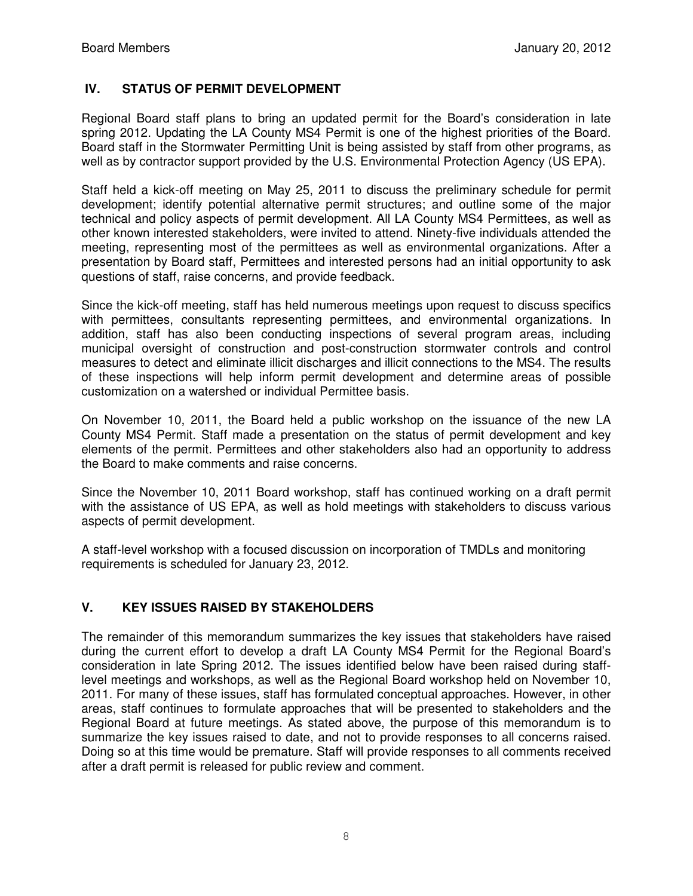## IV. STATUS OF PERMIT DEVELOPMENT

Regional Board staff plans to bring an updated permit for the Board's consideration in late spring 2012. Updating the LA County MS4 Permit is one of the highest priorities of the Board. Board staff in the Stormwater Permitting Unit is being assisted by staff from other programs, as well as by contractor support provided by the U.S. Environmental Protection Agency (US EPA).

Staff held a kick-off meeting on May 25, 2011 to discuss the preliminary schedule for permit development; identify potential alternative permit structures; and outline some of the major technical and policy aspects of permit development. All LA County MS4 Permittees, as well as other known interested stakeholders, were invited to attend. Ninety-five individuals attended the meeting, representing most of the permittees as well as environmental organizations. After a presentation by Board staff, Permittees and interested persons had an initial opportunity to ask questions of staff, raise concerns, and provide feedback.

Since the kick-off meeting, staff has held numerous meetings upon request to discuss specifics with permittees, consultants representing permittees, and environmental organizations. In addition, staff has also been conducting inspections of several program areas, including municipal oversight of construction and post-construction stormwater controls and control measures to detect and eliminate illicit discharges and illicit connections to the MS4. The results of these inspections will help inform permit development and determine areas of possible customization on a watershed or individual Permittee basis.

On November 10, 2011, the Board held a public workshop on the issuance of the new LA County MS4 Permit. Staff made a presentation on the status of permit development and key elements of the permit. Permittees and other stakeholders also had an opportunity to address the Board to make comments and raise concerns.

Since the November 10, 2011 Board workshop, staff has continued working on a draft permit with the assistance of US EPA, as well as hold meetings with stakeholders to discuss various aspects of permit development.

A staff-level workshop with a focused discussion on incorporation of TMDLs and monitoring requirements is scheduled for January 23, 2012.

## V. KEY ISSUES RAISED BY STAKEHOLDERS

The remainder of this memorandum summarizes the key issues that stakeholders have raised during the current effort to develop a draft LA County MS4 Permit for the Regional Board's consideration in late Spring 2012. The issues identified below have been raised during staff-level meetings and workshops, as well as the Regional Board workshop held on November 10, 2011. For many of these issues, staff has formulated conceptual approaches. However, in other areas, staff continues to formulate approaches that will be presented to stakeholders and the Regional Board at future meetings. As stated above, the purpose of this memorandum is to summarize the key issues raised to date, and not to provide responses to all concerns raised. Doing so at this time would be premature. Staff will provide responses to all comments received after a draft permit is released for public review and comment.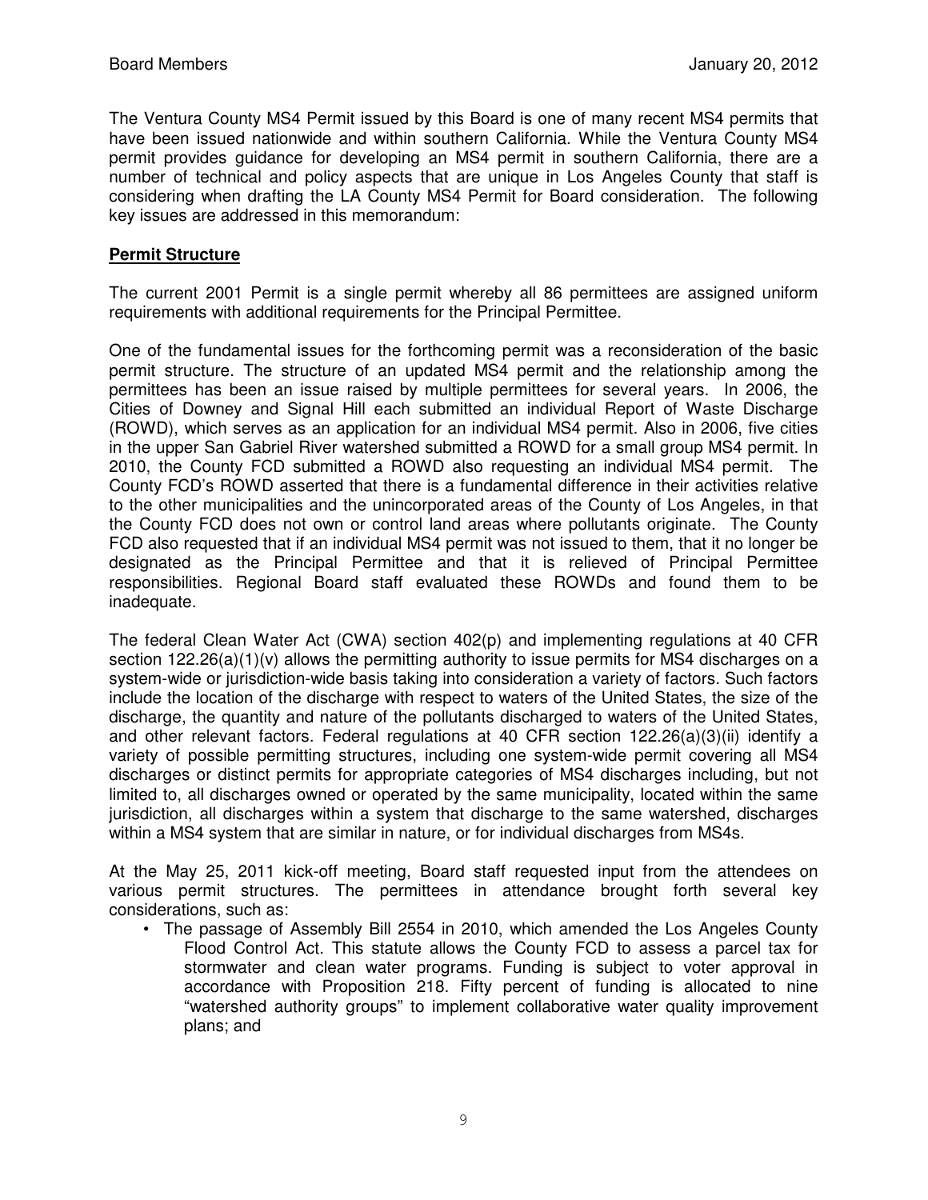The Ventura County MS4 Permit issued by this Board is one of many recent MS4 permits that have been issued nationwide and within southern California. While the Ventura County MS4 permit provides guidance for developing an MS4 permit in southern California, there are a number of technical and policy aspects that are unique in Los Angeles County that staff is considering when drafting the LA County MS4 Permit for Board consideration. The following key issues are addressed in this memorandum:

## **Permit Structure**

The current 2001 Permit is a single permit whereby all 86 permittees are assigned uniform requirements with additional requirements for the Principal Permittee.

One of the fundamental issues for the forthcoming permit was a reconsideration of the basic permit structure. The structure of an updated MS4 permit and the relationship among the permittees has been an issue raised by multiple permittees for several years. In 2006, the Cities of Downey and Signal Hill each submitted an individual Report of Waste Discharge (ROWD), which serves as an application for an individual MS4 permit. Also in 2006, five cities in the upper San Gabriel River watershed submitted a ROWD for a small group MS4 permit. In 2010, the County FCD submitted a ROWD also requesting an individual MS4 permit. The County FCD's ROWD asserted that there is a fundamental difference in their activities relative to the other municipalities and the unincorporated areas of the County of Los Angeles, in that the County FCD does not own or control land areas where pollutants originate. The County FCD also requested that if an individual MS4 permit was not issued to them, that it no longer be designated as the Principal Permittee and that it is relieved of Principal Permittee responsibilities. Regional Board staff evaluated these ROWDs and found them to be inadequate.

The federal Clean Water Act (CWA) section 402(p) and implementing regulations at 40 CFR section 122.26(a)(1)(v) allows the permitting authority to issue permits for MS4 discharges on a system-wide or jurisdiction-wide basis taking into consideration a variety of factors. Such factors include the location of the discharge with respect to waters of the United States, the size of the discharge, the quantity and nature of the pollutants discharged to waters of the United States, and other relevant factors. Federal regulations at 40 CFR section 122.26(a)(3)(ii) identify a variety of possible permitting structures, including one system-wide permit covering all MS4 discharges or distinct permits for appropriate categories of MS4 discharges including, but not limited to, all discharges owned or operated by the same municipality, located within the same jurisdiction, all discharges within a system that discharge to the same watershed, discharges within a MS4 system that are similar in nature, or for individual discharges from MS4s.

At the May 25, 2011 kick-off meeting, Board staff requested input from the attendees on various permit structures. The permittees in attendance brought forth several key considerations, such as:

- The passage of Assembly Bill 2554 in 2010, which amended the Los Angeles County Flood Control Act. This statute allows the County FCD to assess a parcel tax for stormwater and clean water programs. Funding is subject to voter approval in accordance with Proposition 218. Fifty percent of funding is allocated to nine "watershed authority groups" to implement collaborative water quality improvement plans; and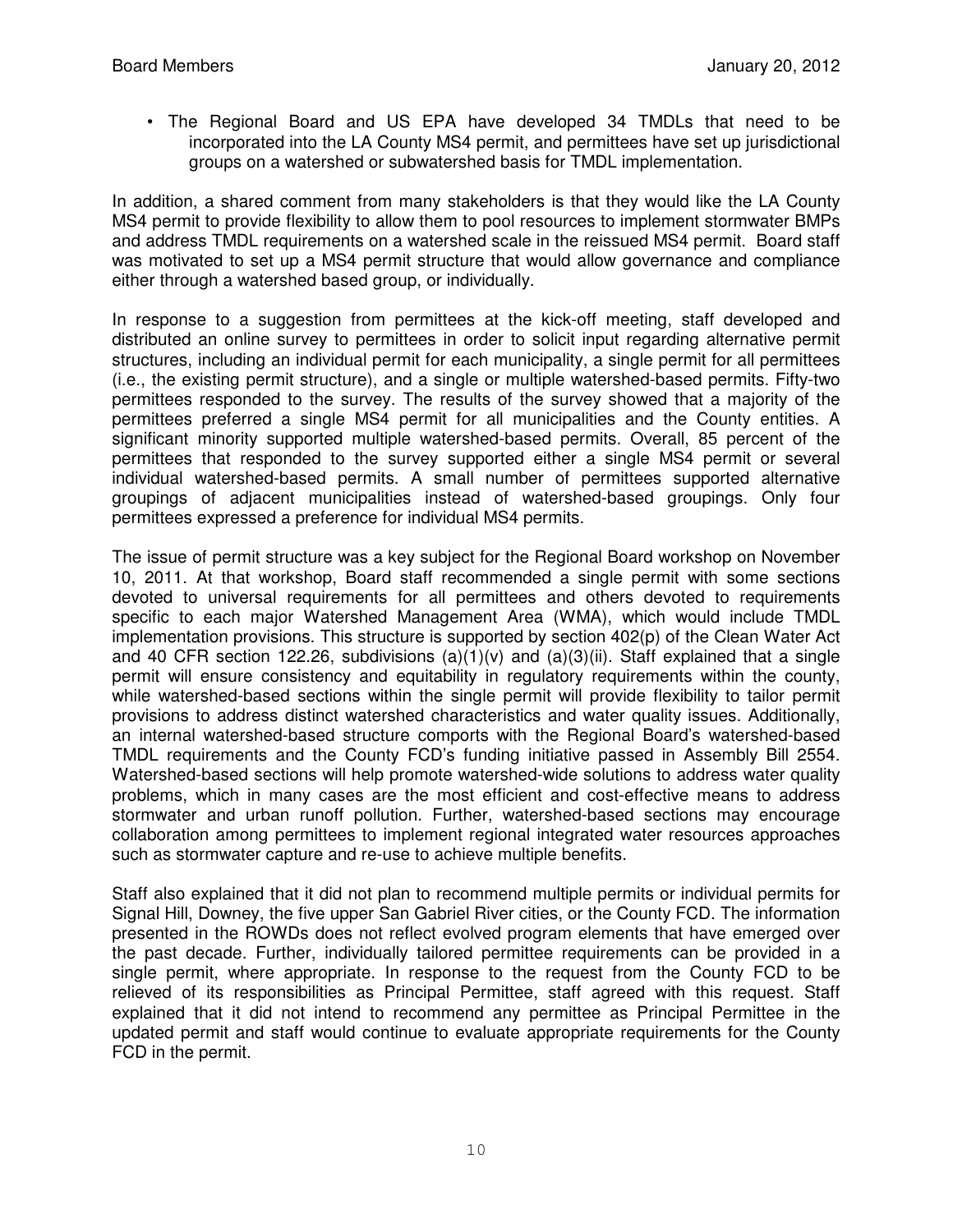- The Regional Board and US EPA have developed 34 TMDLs that need to be incorporated into the LA County MS4 permit, and permittees have set up jurisdictional groups on a watershed or subwatershed basis for TMDL implementation.

In addition, a shared comment from many stakeholders is that they would like the LA County MS4 permit to provide flexibility to allow them to pool resources to implement stormwater BMPs and address TMDL requirements on a watershed scale in the reissued MS4 permit. Board staff was motivated to set up a MS4 permit structure that would allow governance and compliance either through a watershed based group, or individually.

In response to a suggestion from permittees at the kick-off meeting, staff developed and distributed an online survey to permittees in order to solicit input regarding alternative permit structures, including an individual permit for each municipality, a single permit for all permittees (i.e., the existing permit structure), and a single or multiple watershed-based permits. Fifty-two permittees responded to the survey. The results of the survey showed that a majority of the permittees preferred a single MS4 permit for all municipalities and the County entities. A significant minority supported multiple watershed-based permits. Overall, 85 percent of the permittees that responded to the survey supported either a single MS4 permit or several individual watershed-based permits. A small number of permittees supported alternative groupings of adjacent municipalities instead of watershed-based groupings. Only four permittees expressed a preference for individual MS4 permits.

The issue of permit structure was a key subject for the Regional Board workshop on November 10, 2011. At that workshop, Board staff recommended a single permit with some sections devoted to universal requirements for all permittees and others devoted to requirements specific to each major Watershed Management Area (WMA), which would include TMDL implementation provisions. This structure is supported by section 402(p) of the Clean Water Act and 40 CFR section 122.26, subdivisions (a)(1)(v) and (a)(3)(ii). Staff explained that a single permit will ensure consistency and equitability in regulatory requirements within the county, while watershed-based sections within the single permit will provide flexibility to tailor permit provisions to address distinct watershed characteristics and water quality issues. Additionally, an internal watershed-based structure comports with the Regional Board's watershed-based TMDL requirements and the County FCD's funding initiative passed in Assembly Bill 2554. Watershed-based sections will help promote watershed-wide solutions to address water quality problems, which in many cases are the most efficient and cost-effective means to address stormwater and urban runoff pollution. Further, watershed-based sections may encourage collaboration among permittees to implement regional integrated water resources approaches such as stormwater capture and re-use to achieve multiple benefits.

Staff also explained that it did not plan to recommend multiple permits or individual permits for Signal Hill, Downey, the five upper San Gabriel River cities, or the County FCD. The information presented in the ROWDs does not reflect evolved program elements that have emerged over the past decade. Further, individually tailored permittee requirements can be provided in a single permit, where appropriate. In response to the request from the County FCD to be relieved of its responsibilities as Principal Permittee, staff agreed with this request. Staff explained that it did not intend to recommend any permittee as Principal Permittee in the updated permit and staff would continue to evaluate appropriate requirements for the County FCD in the permit.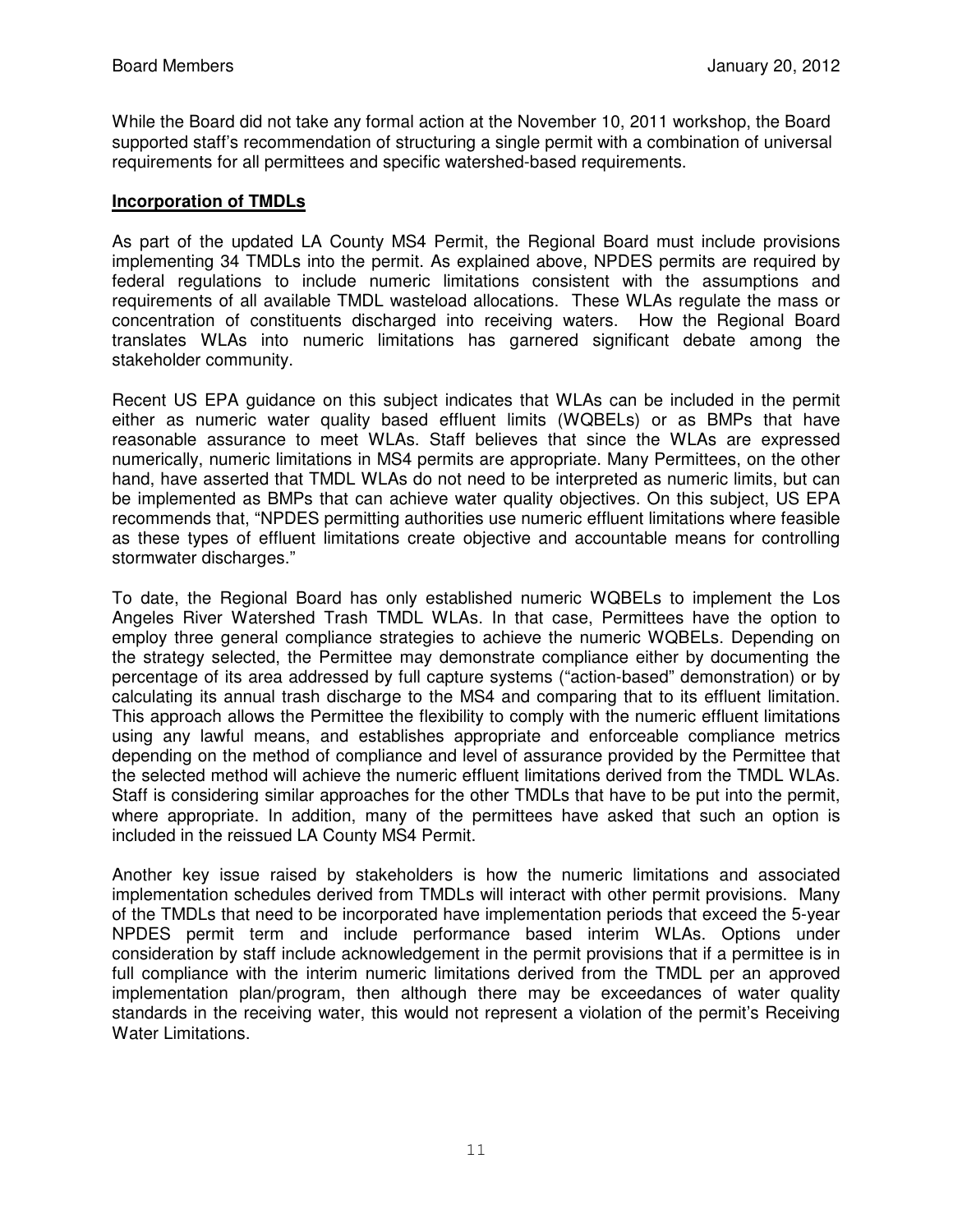While the Board did not take any formal action at the November 10, 2011 workshop, the Board supported staff's recommendation of structuring a single permit with a combination of universal requirements for all permittees and specific watershed-based requirements.

## Incorporation of TMDLs

As part of the updated LA County MS4 Permit, the Regional Board must include provisions implementing 34 TMDLs into the permit. As explained above, NPDES permits are required by federal regulations to include numeric limitations consistent with the assumptions and requirements of all available TMDL wasteload allocations. These WLAs regulate the mass or concentration of constituents discharged into receiving waters. How the Regional Board translates WLAs into numeric limitations has garnered significant debate among the stakeholder community.

Recent US EPA guidance on this subject indicates that WLAs can be included in the permit either as numeric water quality based effluent limits (WQBELs) or as BMPs that have reasonable assurance to meet WLAs. Staff believes that since the WLAs are expressed numerically, numeric limitations in MS4 permits are appropriate. Many Permittees, on the other hand, have asserted that TMDL WLAs do not need to be interpreted as numeric limits, but can be implemented as BMPs that can achieve water quality objectives. On this subject, US EPA recommends that, "NPDES permitting authorities use numeric effluent limitations where feasible as these types of effluent limitations create objective and accountable means for controlling stormwater discharges."

To date, the Regional Board has only established numeric WQBELs to implement the Los Angeles River Watershed Trash TMDL WLAs. In that case, Permittees have the option to employ three general compliance strategies to achieve the numeric WQBELs. Depending on the strategy selected, the Permittee may demonstrate compliance either by documenting the percentage of its area addressed by full capture systems ("action-based" demonstration) or by calculating its annual trash discharge to the MS4 and comparing that to its effluent limitation. This approach allows the Permittee the flexibility to comply with the numeric effluent limitations using any lawful means, and establishes appropriate and enforceable compliance metrics depending on the method of compliance and level of assurance provided by the Permittee that the selected method will achieve the numeric effluent limitations derived from the TMDL WLAs. Staff is considering similar approaches for the other TMDLs that have to be put into the permit, where appropriate. In addition, many of the permittees have asked that such an option is included in the reissued LA County MS4 Permit.

Another key issue raised by stakeholders is how the numeric limitations and associated implementation schedules derived from TMDLs will interact with other permit provisions. Many of the TMDLs that need to be incorporated have implementation periods that exceed the 5-year NPDES permit term and include performance based interim WLAs. Options under consideration by staff include acknowledgement in the permit provisions that if a permittee is in full compliance with the interim numeric limitations derived from the TMDL per an approved implementation plan/program, then although there may be exceedances of water quality standards in the receiving water, this would not represent a violation of the permit's Receiving Water Limitations.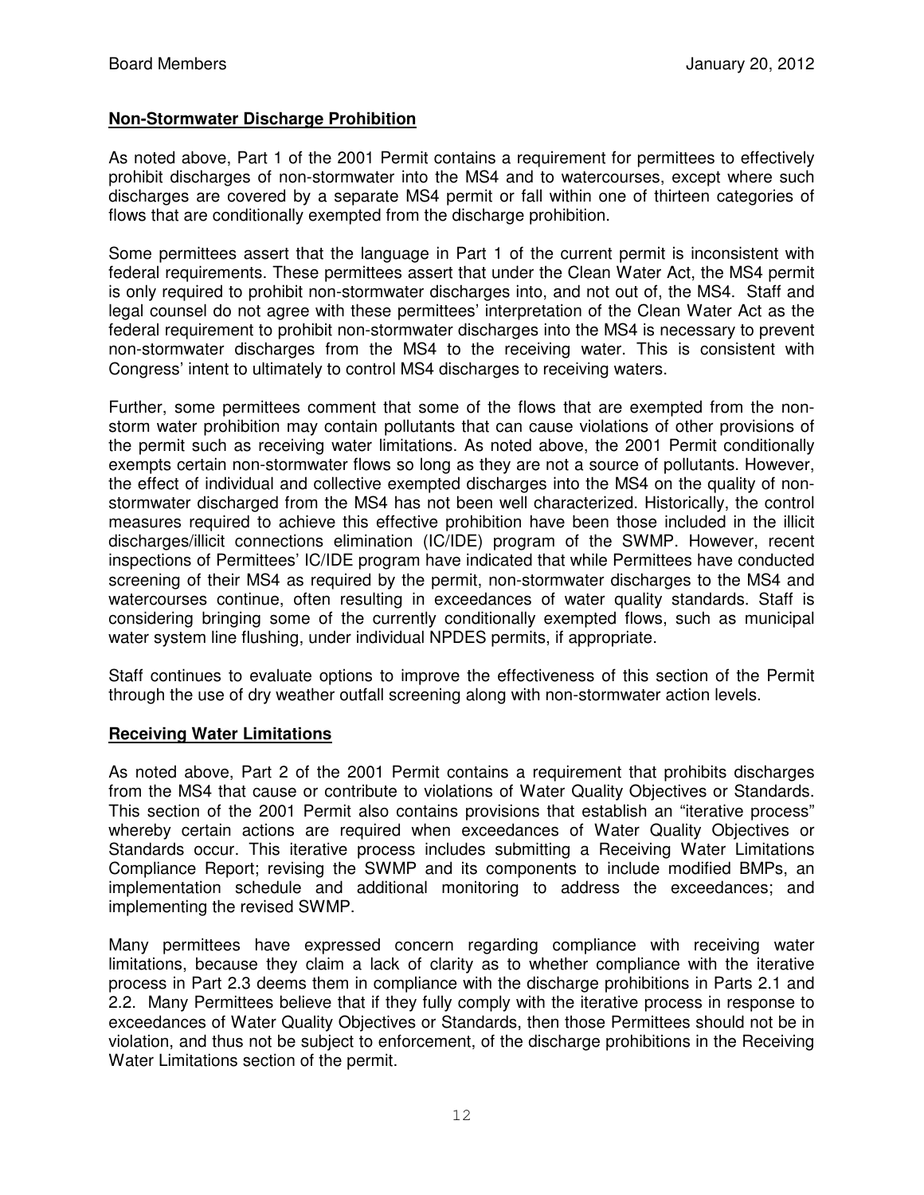**Non-Stormwater Discharge Prohibition**

As noted above, Part 1 of the 2001 Permit contains a requirement for permittees to effectively prohibit discharges of non-stormwater into the MS4 and to watercourses, except where such discharges are covered by a separate MS4 permit or fall within one of thirteen categories of flows that are conditionally exempted from the discharge prohibition.

Some permittees assert that the language in Part 1 of the current permit is inconsistent with federal requirements. These permittees assert that under the Clean Water Act, the MS4 permit is only required to prohibit non-stormwater discharges into, and not out of, the MS4. Staff and legal counsel do not agree with these permittees' interpretation of the Clean Water Act as the federal requirement to prohibit non-stormwater discharges into the MS4 is necessary to prevent non-stormwater discharges from the MS4 to the receiving water. This is consistent with Congress' intent to ultimately to control MS4 discharges to receiving waters.

Further, some permittees comment that some of the flows that are exempted from the non-storm water prohibition may contain pollutants that can cause violations of other provisions of the permit such as receiving water limitations. As noted above, the 2001 Permit conditionally exempts certain non-stormwater flows so long as they are not a source of pollutants. However, the effect of individual and collective exempted discharges into the MS4 on the quality of non-stormwater discharged from the MS4 has not been well characterized. Historically, the control measures required to achieve this effective prohibition have been those included in the illicit discharges/illicit connections elimination (IC/IDE) program of the SWMP. However, recent inspections of Permittees' IC/IDE program have indicated that while Permittees have conducted screening of their MS4 as required by the permit, non-stormwater discharges to the MS4 and watercourses continue, often resulting in exceedances of water quality standards. Staff is considering bringing some of the currently conditionally exempted flows, such as municipal water system line flushing, under individual NPDES permits, if appropriate.

Staff continues to evaluate options to improve the effectiveness of this section of the Permit through the use of dry weather outfall screening along with non-stormwater action levels.

**Receiving Water Limitations**

As noted above, Part 2 of the 2001 Permit contains a requirement that prohibits discharges from the MS4 that cause or contribute to violations of Water Quality Objectives or Standards. This section of the 2001 Permit also contains provisions that establish an "iterative process" whereby certain actions are required when exceedances of Water Quality Objectives or Standards occur. This iterative process includes submitting a Receiving Water Limitations Compliance Report; revising the SWMP and its components to include modified BMPs, an implementation schedule and additional monitoring to address the exceedances; and implementing the revised SWMP.

Many permittees have expressed concern regarding compliance with receiving water limitations, because they claim a lack of clarity as to whether compliance with the iterative process in Part 2.3 deems them in compliance with the discharge prohibitions in Parts 2.1 and 2.2. Many Permittees believe that if they fully comply with the iterative process in response to exceedances of Water Quality Objectives or Standards, then those Permittees should not be in violation, and thus not be subject to enforcement, of the discharge prohibitions in the Receiving Water Limitations section of the permit.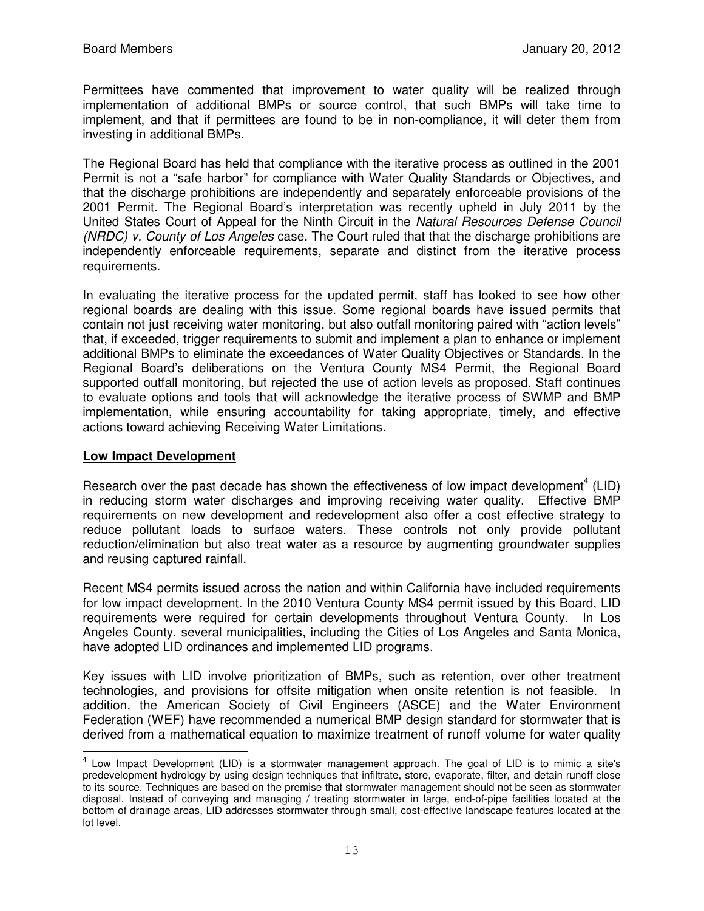Permittees have commented that improvement to water quality will be realized through implementation of additional BMPs or source control, that such BMPs will take time to implement, and that if permittees are found to be in non-compliance, it will deter them from investing in additional BMPs.

The Regional Board has held that compliance with the iterative process as outlined in the 2001 Permit is not a "safe harbor" for compliance with Water Quality Standards or Objectives, and that the discharge prohibitions are independently and separately enforceable provisions of the 2001 Permit. The Regional Board's interpretation was recently upheld in July 2011 by the United States Court of Appeal for the Ninth Circuit in the *Natural Resources Defense Council (NRDC) v. County of Los Angeles* case. The Court ruled that that the discharge prohibitions are independently enforceable requirements, separate and distinct from the iterative process requirements.

In evaluating the iterative process for the updated permit, staff has looked to see how other regional boards are dealing with this issue. Some regional boards have issued permits that contain not just receiving water monitoring, but also outfall monitoring paired with "action levels" that, if exceeded, trigger requirements to submit and implement a plan to enhance or implement additional BMPs to eliminate the exceedances of Water Quality Objectives or Standards. In the Regional Board's deliberations on the Ventura County MS4 Permit, the Regional Board supported outfall monitoring, but rejected the use of action levels as proposed. Staff continues to evaluate options and tools that will acknowledge the iterative process of SWMP and BMP implementation, while ensuring accountability for taking appropriate, timely, and effective actions toward achieving Receiving Water Limitations.

## Low Impact Development

Research over the past decade has shown the effectiveness of low impact development[4] (LID) in reducing storm water discharges and improving receiving water quality. Effective BMP requirements on new development and redevelopment also offer a cost effective strategy to reduce pollutant loads to surface waters. These controls not only provide pollutant reduction/elimination but also treat water as a resource by augmenting groundwater supplies and reusing captured rainfall.

Recent MS4 permits issued across the nation and within California have included requirements for low impact development. In the 2010 Ventura County MS4 permit issued by this Board, LID requirements were required for certain developments throughout Ventura County. In Los Angeles County, several municipalities, including the Cities of Los Angeles and Santa Monica, have adopted LID ordinances and implemented LID programs.

Key issues with LID involve prioritization of BMPs, such as retention, over other treatment technologies, and provisions for offsite mitigation when onsite retention is not feasible. In addition, the American Society of Civil Engineers (ASCE) and the Water Environment Federation (WEF) have recommended a numerical BMP design standard for stormwater that is derived from a mathematical equation to maximize treatment of runoff volume for water quality

---

[4] Low Impact Development (LID) is a stormwater management approach. The goal of LID is to mimic a site's predevelopment hydrology by using design techniques that infiltrate, store, evaporate, filter, and detain runoff close to its source. Techniques are based on the premise that stormwater management should not be seen as stormwater disposal. Instead of conveying and managing / treating stormwater in large, end-of-pipe facilities located at the bottom of drainage areas, LID addresses stormwater through small, cost-effective landscape features located at the lot level.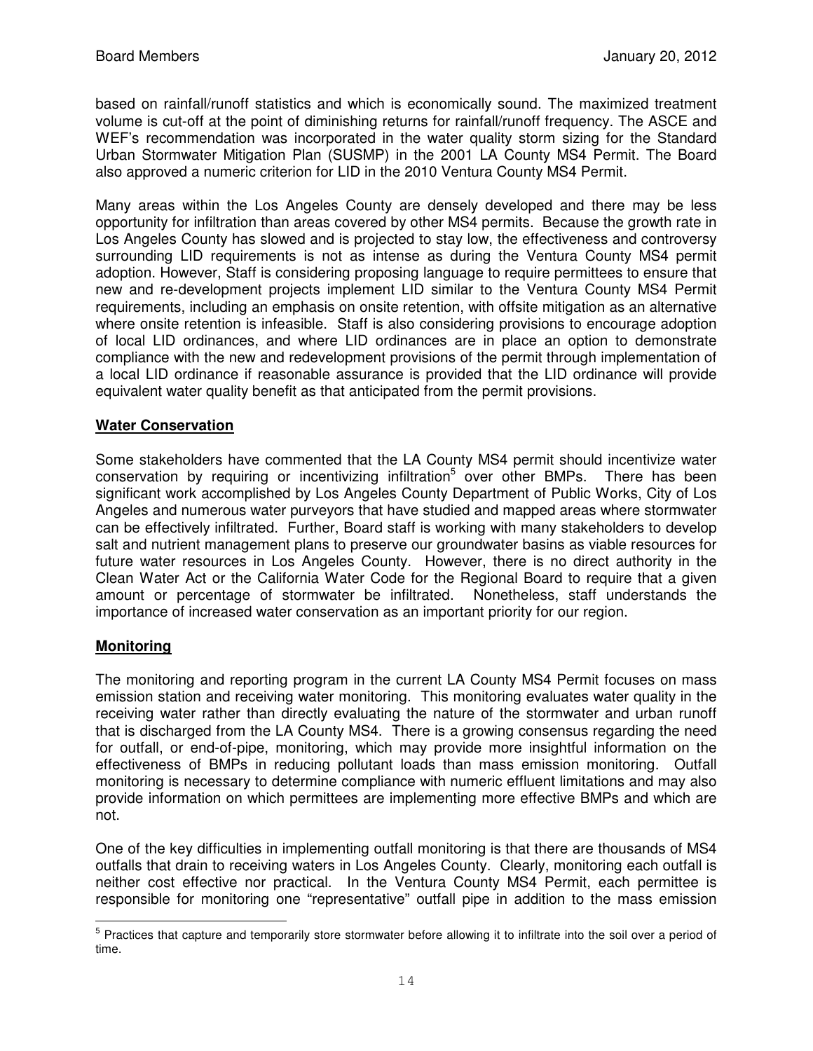based on rainfall/runoff statistics and which is economically sound. The maximized treatment volume is cut-off at the point of diminishing returns for rainfall/runoff frequency. The ASCE and WEF's recommendation was incorporated in the water quality storm sizing for the Standard Urban Stormwater Mitigation Plan (SUSMP) in the 2001 LA County MS4 Permit. The Board also approved a numeric criterion for LID in the 2010 Ventura County MS4 Permit.

Many areas within the Los Angeles County are densely developed and there may be less opportunity for infiltration than areas covered by other MS4 permits. Because the growth rate in Los Angeles County has slowed and is projected to stay low, the effectiveness and controversy surrounding LID requirements is not as intense as during the Ventura County MS4 permit adoption. However, Staff is considering proposing language to require permittees to ensure that new and re-development projects implement LID similar to the Ventura County MS4 Permit requirements, including an emphasis on onsite retention, with offsite mitigation as an alternative where onsite retention is infeasible. Staff is also considering provisions to encourage adoption of local LID ordinances, and where LID ordinances are in place an option to demonstrate compliance with the new and redevelopment provisions of the permit through implementation of a local LID ordinance if reasonable assurance is provided that the LID ordinance will provide equivalent water quality benefit as that anticipated from the permit provisions.

## Water Conservation

Some stakeholders have commented that the LA County MS4 permit should incentivize water conservation by requiring or incentivizing infiltration[5] over other BMPs. There has been significant work accomplished by Los Angeles County Department of Public Works, City of Los Angeles and numerous water purveyors that have studied and mapped areas where stormwater can be effectively infiltrated. Further, Board staff is working with many stakeholders to develop salt and nutrient management plans to preserve our groundwater basins as viable resources for future water resources in Los Angeles County. However, there is no direct authority in the Clean Water Act or the California Water Code for the Regional Board to require that a given amount or percentage of stormwater be infiltrated. Nonetheless, staff understands the importance of increased water conservation as an important priority for our region.

## Monitoring

The monitoring and reporting program in the current LA County MS4 Permit focuses on mass emission station and receiving water monitoring. This monitoring evaluates water quality in the receiving water rather than directly evaluating the nature of the stormwater and urban runoff that is discharged from the LA County MS4. There is a growing consensus regarding the need for outfall, or end-of-pipe, monitoring, which may provide more insightful information on the effectiveness of BMPs in reducing pollutant loads than mass emission monitoring. Outfall monitoring is necessary to determine compliance with numeric effluent limitations and may also provide information on which permittees are implementing more effective BMPs and which are not.

One of the key difficulties in implementing outfall monitoring is that there are thousands of MS4 outfalls that drain to receiving waters in Los Angeles County. Clearly, monitoring each outfall is neither cost effective nor practical. In the Ventura County MS4 Permit, each permittee is responsible for monitoring one "representative" outfall pipe in addition to the mass emission

[5] Practices that capture and temporarily store stormwater before allowing it to infiltrate into the soil over a period of time.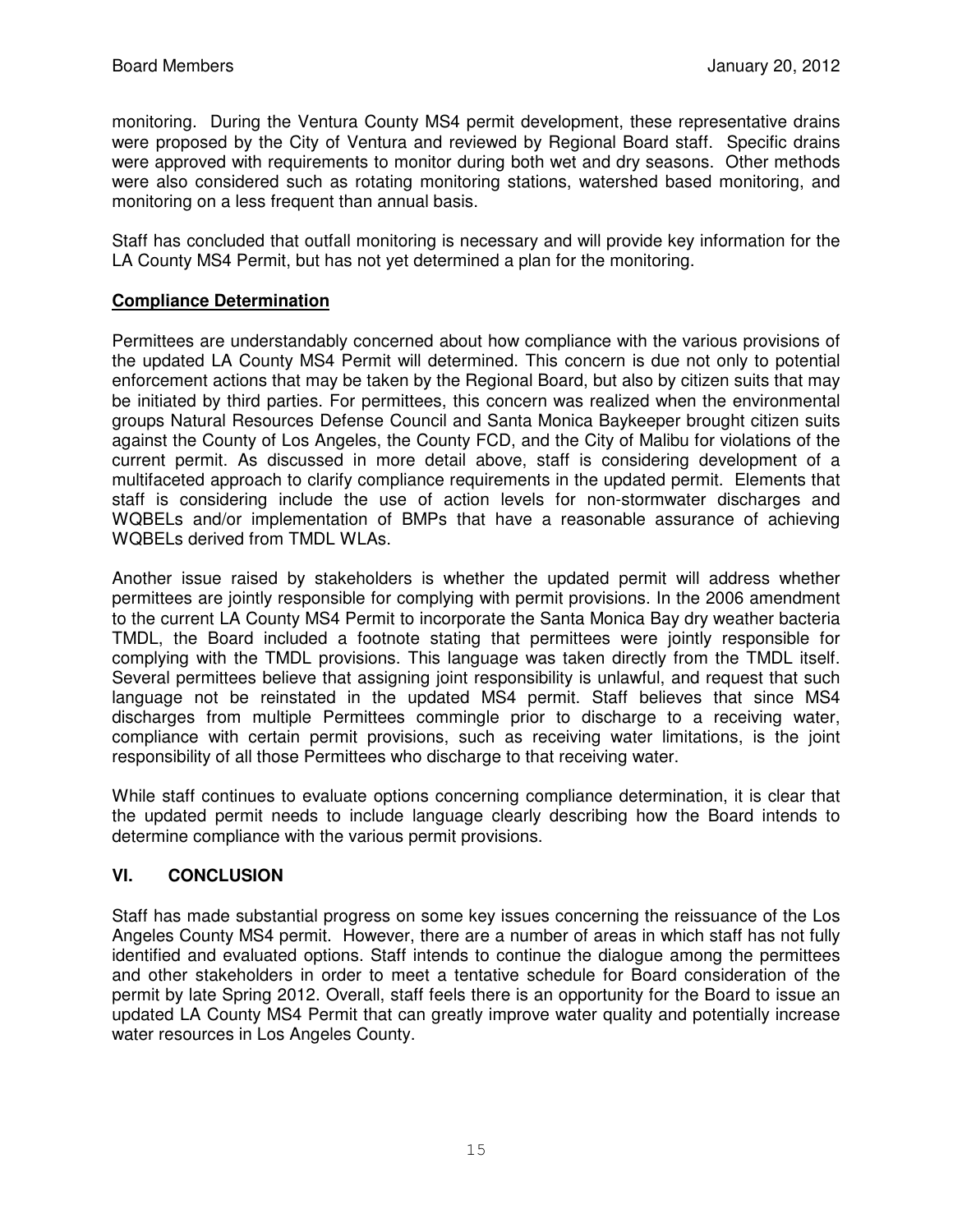monitoring. During the Ventura County MS4 permit development, these representative drains were proposed by the City of Ventura and reviewed by Regional Board staff. Specific drains were approved with requirements to monitor during both wet and dry seasons. Other methods were also considered such as rotating monitoring stations, watershed based monitoring, and monitoring on a less frequent than annual basis.

Staff has concluded that outfall monitoring is necessary and will provide key information for the LA County MS4 Permit, but has not yet determined a plan for the monitoring.

**Compliance Determination**

Permittees are understandably concerned about how compliance with the various provisions of the updated LA County MS4 Permit will determined. This concern is due not only to potential enforcement actions that may be taken by the Regional Board, but also by citizen suits that may be initiated by third parties. For permittees, this concern was realized when the environmental groups Natural Resources Defense Council and Santa Monica Baykeeper brought citizen suits against the County of Los Angeles, the County FCD, and the City of Malibu for violations of the current permit. As discussed in more detail above, staff is considering development of a multifaceted approach to clarify compliance requirements in the updated permit. Elements that staff is considering include the use of action levels for non-stormwater discharges and WQBELs and/or implementation of BMPs that have a reasonable assurance of achieving WQBELs derived from TMDL WLAs.

Another issue raised by stakeholders is whether the updated permit will address whether permittees are jointly responsible for complying with permit provisions. In the 2006 amendment to the current LA County MS4 Permit to incorporate the Santa Monica Bay dry weather bacteria TMDL, the Board included a footnote stating that permittees were jointly responsible for complying with the TMDL provisions. This language was taken directly from the TMDL itself. Several permittees believe that assigning joint responsibility is unlawful, and request that such language not be reinstated in the updated MS4 permit. Staff believes that since MS4 discharges from multiple Permittees commingle prior to discharge to a receiving water, compliance with certain permit provisions, such as receiving water limitations, is the joint responsibility of all those Permittees who discharge to that receiving water.

While staff continues to evaluate options concerning compliance determination, it is clear that the updated permit needs to include language clearly describing how the Board intends to determine compliance with the various permit provisions.

## VI. CONCLUSION

Staff has made substantial progress on some key issues concerning the reissuance of the Los Angeles County MS4 permit. However, there are a number of areas in which staff has not fully identified and evaluated options. Staff intends to continue the dialogue among the permittees and other stakeholders in order to meet a tentative schedule for Board consideration of the permit by late Spring 2012. Overall, staff feels there is an opportunity for the Board to issue an updated LA County MS4 Permit that can greatly improve water quality and potentially increase water resources in Los Angeles County.